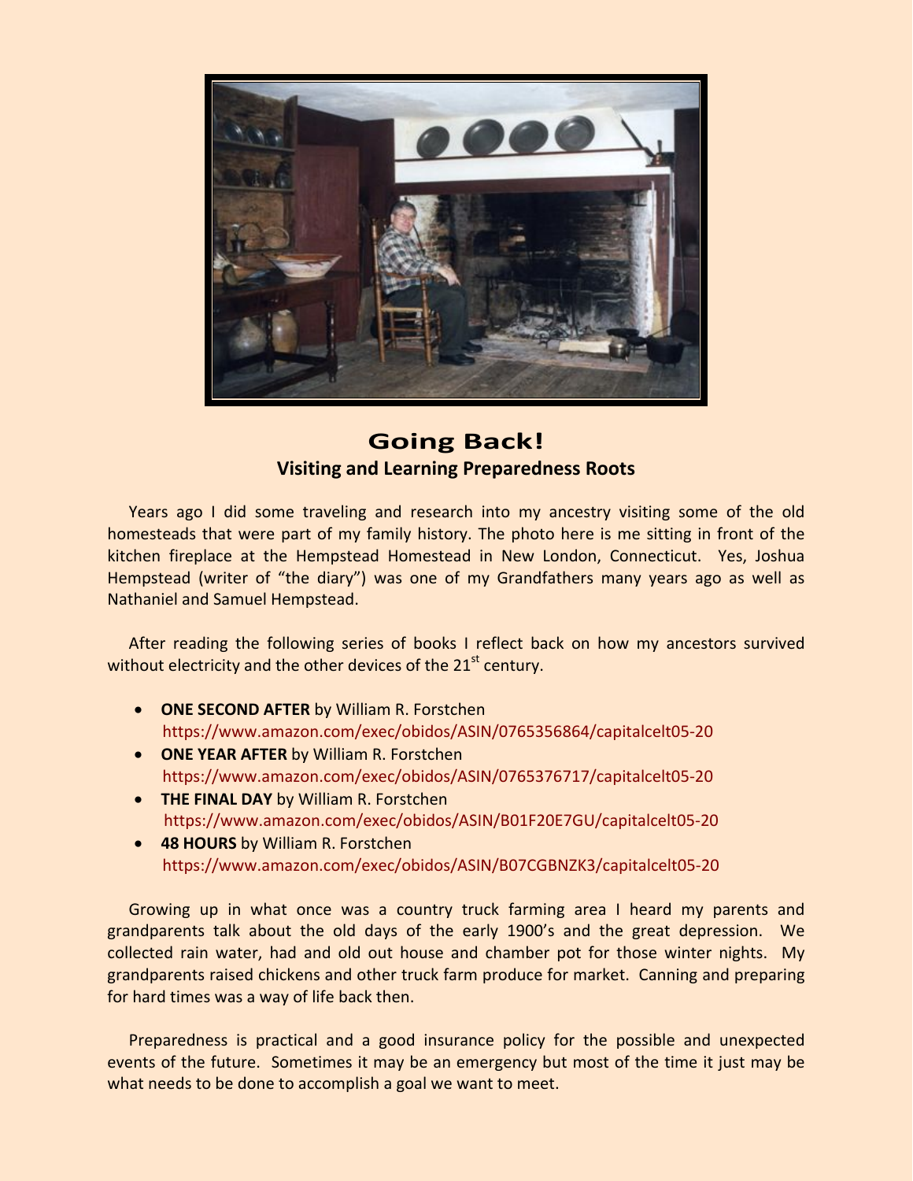# Going Back!

## Visiting and Learning Preparedness Roots

Years ago I did some traveling and research into my ancestry visiting some of the old homesteads that were part of my family history. The photo here is me sitting in front of the kitchen fireplace at the Hempstead Homestead in New London, Connecticut. Yes, Joshua Hempstead (writer of "the diary") was one of my Grandfathers many years ago as well as Nathaniel and Samuel Hempstead.

After reading the following series of books I reflect back on how my ancestors survived without electricity and the other devices of the 21st century.

- **ONE SECOND AFTER** by William R. Forstchen
  https://www.amazon.com/exec/obidos/ASIN/0765356864/capitalcelt05-20
- **ONE YEAR AFTER** by William R. Forstchen
  https://www.amazon.com/exec/obidos/ASIN/0765376717/capitalcelt05-20
- **THE FINAL DAY** by William R. Forstchen
  https://www.amazon.com/exec/obidos/ASIN/B01F20E7GU/capitalcelt05-20
- **48 HOURS** by William R. Forstchen
  https://www.amazon.com/exec/obidos/ASIN/B07CGBNZK3/capitalcelt05-20

Growing up in what once was a country truck farming area I heard my parents and grandparents talk about the old days of the early 1900's and the great depression. We collected rain water, had and old out house and chamber pot for those winter nights. My grandparents raised chickens and other truck farm produce for market. Canning and preparing for hard times was a way of life back then.

Preparedness is practical and a good insurance policy for the possible and unexpected events of the future. Sometimes it may be an emergency but most of the time it just may be what needs to be done to accomplish a goal we want to meet.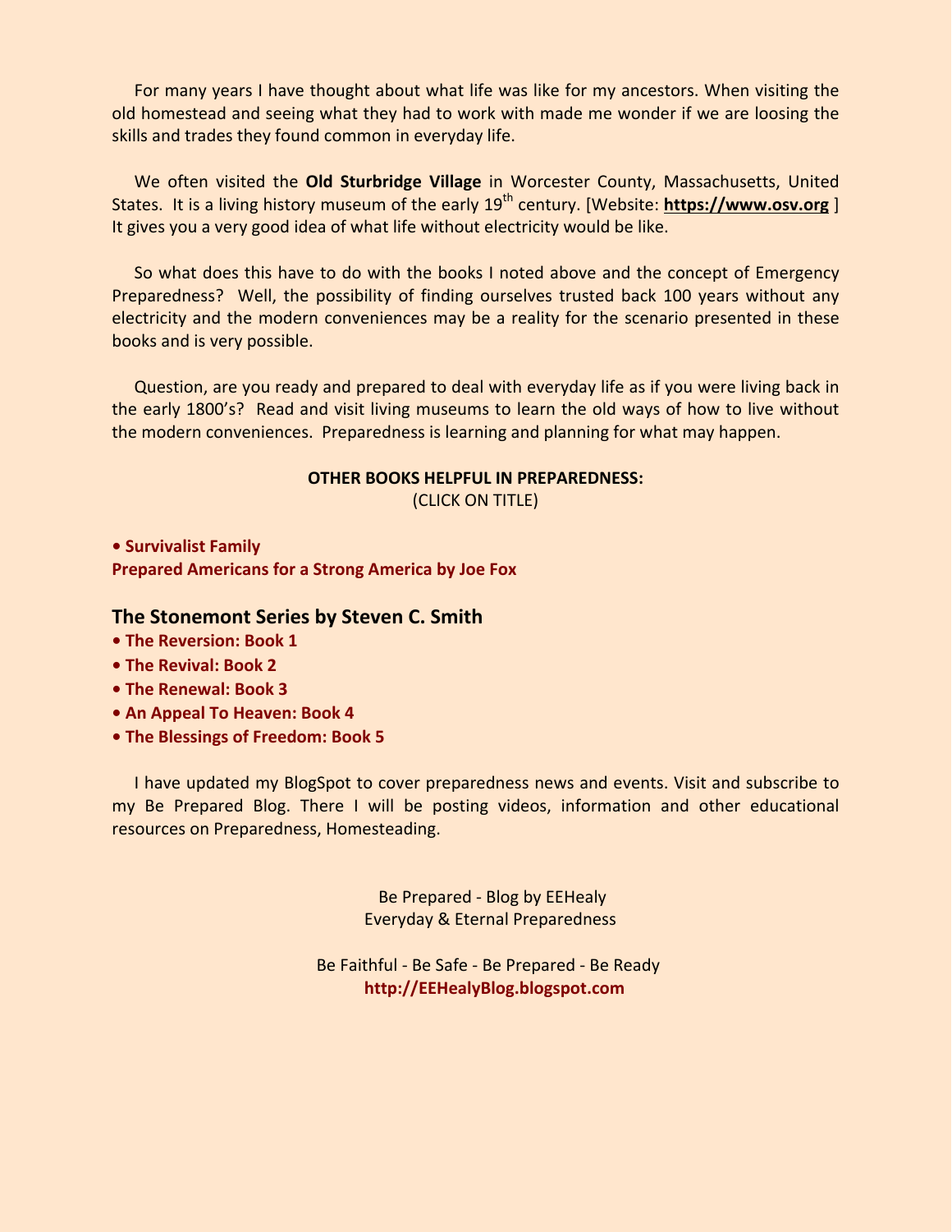For many years I have thought about what life was like for my ancestors. When visiting the old homestead and seeing what they had to work with made me wonder if we are loosing the skills and trades they found common in everyday life.

We often visited the **Old Sturbridge Village** in Worcester County, Massachusetts, United States. It is a living history museum of the early 19th century. [Website: **https://www.osv.org** ] It gives you a very good idea of what life without electricity would be like.

So what does this have to do with the books I noted above and the concept of Emergency Preparedness? Well, the possibility of finding ourselves trusted back 100 years without any electricity and the modern conveniences may be a reality for the scenario presented in these books and is very possible.

Question, are you ready and prepared to deal with everyday life as if you were living back in the early 1800's? Read and visit living museums to learn the old ways of how to live without the modern conveniences. Preparedness is learning and planning for what may happen.

**OTHER BOOKS HELPFUL IN PREPAREDNESS:**
(CLICK ON TITLE)

- **Survivalist Family**
**Prepared Americans for a Strong America by Joe Fox**

### The Stonemont Series by Steven C. Smith

- **The Reversion: Book 1**
- **The Revival: Book 2**
- **The Renewal: Book 3**
- **An Appeal To Heaven: Book 4**
- **The Blessings of Freedom: Book 5**

I have updated my BlogSpot to cover preparedness news and events. Visit and subscribe to my Be Prepared Blog. There I will be posting videos, information and other educational resources on Preparedness, Homesteading.

Be Prepared - Blog by EEHealy
Everyday & Eternal Preparedness

Be Faithful - Be Safe - Be Prepared - Be Ready
**http://EEHealyBlog.blogspot.com**